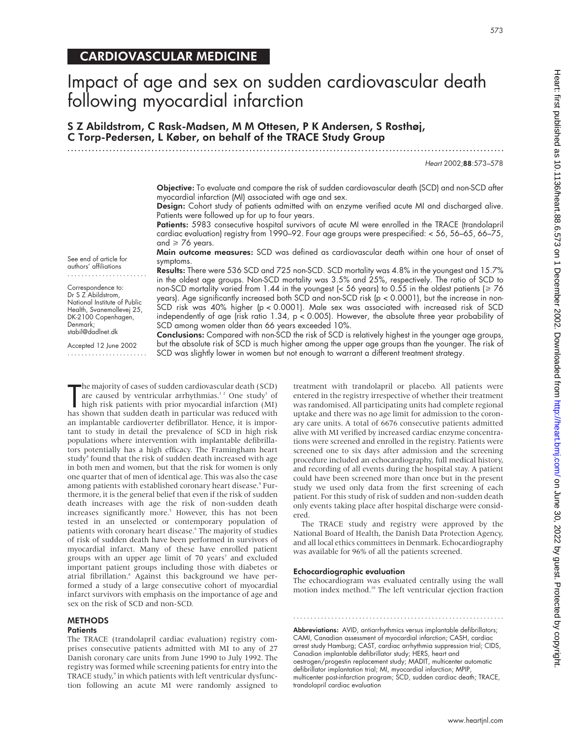## CARDIOVASCULAR MEDICINE

# Impact of age and sex on sudden cardiovascular death following myocardial infarction

**S Z Abildstrom, C Rask-Madsen, M M Ottesen, P K Andersen, S Rosthøj, C Torp-Pedersen, L Køber, on behalf of the TRACE Study Group**

See end of article for authors' affiliations

Correspondence to: Dr S Z Abildstrom, National Institute of Public Health, Svanemollevej 25, DK-2100 Copenhagen, Denmark; stabil@dadlnet.dk

Accepted 12 June 2002

**Objective:** To evaluate and compare the risk of sudden cardiovascular death (SCD) and non-SCD after myocardial infarction (MI) associated with age and sex.

**Design:** Cohort study of patients admitted with an enzyme verified acute MI and discharged alive. Patients were followed up for up to four years.

**Patients:** 5983 consecutive hospital survivors of acute MI were enrolled in the TRACE (trandolapril cardiac evaluation) registry from 1990–92. Four age groups were prespecified: < 56, 56–65, 66–75, and ≥ 76 years.

**Main outcome measures:** SCD was defined as cardiovascular death within one hour of onset of symptoms.

**Results:** There were 536 SCD and 725 non-SCD. SCD mortality was 4.8% in the youngest and 15.7% in the oldest age groups. Non-SCD mortality was 3.5% and 25%, respectively. The ratio of SCD to non-SCD mortality varied from 1.44 in the youngest (< 56 years) to 0.55 in the oldest patients (≥ 76 years). Age significantly increased both SCD and non-SCD risk ($p < 0.0001$), but the increase in non-SCD risk was 40% higher ($p < 0.0001$). Male sex was associated with increased risk of SCD independently of age (risk ratio 1.34, $p < 0.005$). However, the absolute three year probability of SCD among women older than 66 years exceeded 10%.

**Conclusions:** Compared with non-SCD the risk of SCD is relatively highest in the younger age groups, but the absolute risk of SCD is much higher among the upper age groups than the younger. The risk of SCD was slightly lower in women but not enough to warrant a different treatment strategy.

The majority of cases of sudden cardiovascular death (SCD) are caused by ventricular arrhythmias.[1,2] One study[3] of high risk patients with prior myocardial infarction (MI) has shown that sudden death in particular was reduced with an implantable cardioverter defibrillator. Hence, it is important to study in detail the prevalence of SCD in high risk populations where intervention with implantable defibrillators potentially has a high efficacy. The Framingham heart study[4] found that the risk of sudden death increased with age in both men and women, but that the risk for women is only one quarter that of men of identical age. This was also the case among patients with established coronary heart disease.[4] Furthermore, it is the general belief that even if the risk of sudden death increases with age the risk of non-sudden death increases significantly more.[5] However, this has not been tested in an unselected or contemporary population of patients with coronary heart disease.[6] The majority of studies of risk of sudden death have been performed in survivors of myocardial infarct. Many of these have enrolled patient groups with an upper age limit of 70 years[7] and excluded important patient groups including those with diabetes or atrial fibrillation.[8] Against this background we have performed a study of a large consecutive cohort of myocardial infarct survivors with emphasis on the importance of age and sex on the risk of SCD and non-SCD.

## METHODS

### Patients

The TRACE (trandolapril cardiac evaluation) registry comprises consecutive patients admitted with MI to any of 27 Danish coronary care units from June 1990 to July 1992. The registry was formed while screening patients for entry into the TRACE study,[9] in which patients with left ventricular dysfunction following an acute MI were randomly assigned to treatment with trandolapril or placebo. All patients were entered in the registry irrespective of whether their treatment was randomised. All participating units had complete regional uptake and there was no age limit for admission to the coronary care units. A total of 6676 consecutive patients admitted alive with MI verified by increased cardiac enzyme concentrations were screened and enrolled in the registry. Patients were screened one to six days after admission and the screening procedure included an echocardiography, full medical history, and recording of all events during the hospital stay. A patient could have been screened more than once but in the present study we used only data from the first screening of each patient. For this study of risk of sudden and non-sudden death only events taking place after hospital discharge were considered.

The TRACE study and registry were approved by the National Board of Health, the Danish Data Protection Agency, and all local ethics committees in Denmark. Echocardiography was available for 96% of all the patients screened.

### Echocardiographic evaluation

The echocardiogram was evaluated centrally using the wall motion index method.[10] The left ventricular ejection fraction

**Abbreviations:** AVID, antiarrhythmics versus implantable defibrillators; CAMI, Canadian assessment of myocardial infarction; CASH, cardiac arrest study Hamburg; CAST, cardiac arrhythmia suppression trial; CIDS, Canadian implantable defibrillator study; HERS, heart and oestrogen/progestin replacement study; MADIT, multicenter automatic defibrillator implantation trial; MI, myocardial infarction; MPIP, multicenter post-infarction program; SCD, sudden cardiac death; TRACE, trandolapril cardiac evaluation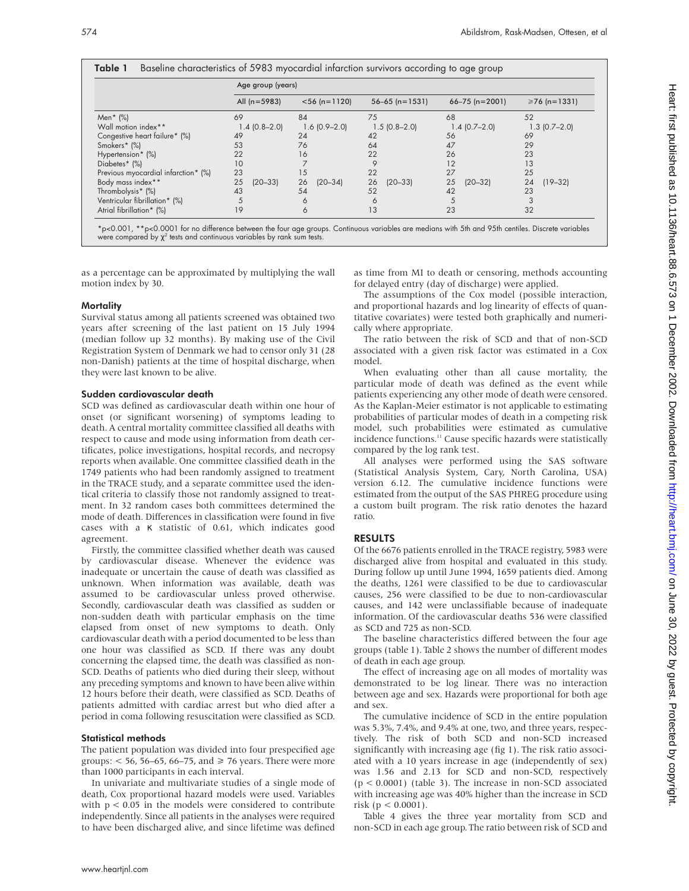**Table 1** Baseline characteristics of 5983 myocardial infarction survivors according to age group

| | Age group (years) | | | | |
|---|---|---|---|---|---|
| | All (n=5983) | <56 (n=1120) | 56–65 (n=1531) | 66–75 (n=2001) | ≥76 (n=1331) |
| Men* (%) | 69 | 84 | 75 | 68 | 52 |
| Wall motion index** | 1.4 (0.8–2.0) | 1.6 (0.9–2.0) | 1.5 (0.8–2.0) | 1.4 (0.7–2.0) | 1.3 (0.7–2.0) |
| Congestive heart failure* (%) | 49 | 24 | 42 | 56 | 69 |
| Smokers* (%) | 53 | 76 | 64 | 47 | 29 |
| Hypertension* (%) | 22 | 16 | 22 | 26 | 23 |
| Diabetes* (%) | 10 | 7 | 9 | 12 | 13 |
| Previous myocardial infarction* (%) | 23 | 15 | 22 | 27 | 25 |
| Body mass index** | 25 (20–33) | 26 (20–34) | 26 (20–33) | 25 (20–32) | 24 (19–32) |
| Thrombolysis* (%) | 43 | 54 | 52 | 42 | 23 |
| Ventricular fibrillation* (%) | 5 | 6 | 6 | 5 | 3 |
| Atrial fibrillation* (%) | 19 | 6 | 13 | 23 | 32 |

*p<0.001, **p<0.0001 for no difference between the four age groups. Continuous variables are medians with 5th and 95th centiles. Discrete variables were compared by $\chi^2$ tests and continuous variables by rank sum tests.

as a percentage can be approximated by multiplying the wall motion index by 30.

### Mortality

Survival status among all patients screened was obtained two years after screening of the last patient on 15 July 1994 (median follow up 32 months). By making use of the Civil Registration System of Denmark we had to censor only 31 (28 non-Danish) patients at the time of hospital discharge, when they were last known to be alive.

### Sudden cardiovascular death

SCD was defined as cardiovascular death within one hour of onset (or significant worsening) of symptoms leading to death. A central mortality committee classified all deaths with respect to cause and mode using information from death certificates, police investigations, hospital records, and necropsy reports when available. One committee classified death in the 1749 patients who had been randomly assigned to treatment in the TRACE study, and a separate committee used the identical criteria to classify those not randomly assigned to treatment. In 32 random cases both committees determined the mode of death. Differences in classification were found in five cases with a κ statistic of 0.61, which indicates good agreement.

Firstly, the committee classified whether death was caused by cardiovascular disease. Whenever the evidence was inadequate or uncertain the cause of death was classified as unknown. When information was available, death was assumed to be cardiovascular unless proved otherwise. Secondly, cardiovascular death was classified as sudden or non-sudden death with particular emphasis on the time elapsed from onset of new symptoms to death. Only cardiovascular death with a period documented to be less than one hour was classified as SCD. If there was any doubt concerning the elapsed time, the death was classified as non-SCD. Deaths of patients who died during their sleep, without any preceding symptoms and known to have been alive within 12 hours before their death, were classified as SCD. Deaths of patients admitted with cardiac arrest but who died after a period in coma following resuscitation were classified as SCD.

### Statistical methods

The patient population was divided into four prespecified age groups: < 56, 56–65, 66–75, and ≥ 76 years. There were more than 1000 participants in each interval.

In univariate and multivariate studies of a single mode of death, Cox proportional hazard models were used. Variables with $p < 0.05$ in the models were considered to contribute independently. Since all patients in the analyses were required to have been discharged alive, and since lifetime was defined as time from MI to death or censoring, methods accounting for delayed entry (day of discharge) were applied.

The assumptions of the Cox model (possible interaction, and proportional hazards and log linearity of effects of quantitative covariates) were tested both graphically and numerically where appropriate.

The ratio between the risk of SCD and that of non-SCD associated with a given risk factor was estimated in a Cox model.

When evaluating other than all cause mortality, the particular mode of death was defined as the event while patients experiencing any other mode of death were censored. As the Kaplan-Meier estimator is not applicable to estimating probabilities of particular modes of death in a competing risk model, such probabilities were estimated as cumulative incidence functions.[11] Cause specific hazards were statistically compared by the log rank test.

All analyses were performed using the SAS software (Statistical Analysis System, Cary, North Carolina, USA) version 6.12. The cumulative incidence functions were estimated from the output of the SAS PHREG procedure using a custom built program. The risk ratio denotes the hazard ratio.

## RESULTS

Of the 6676 patients enrolled in the TRACE registry, 5983 were discharged alive from hospital and evaluated in this study. During follow up until June 1994, 1659 patients died. Among the deaths, 1261 were classified to be due to cardiovascular causes, 256 were classified to be due to non-cardiovascular causes, and 142 were unclassifiable because of inadequate information. Of the cardiovascular deaths 536 were classified as SCD and 725 as non-SCD.

The baseline characteristics differed between the four age groups (table 1). Table 2 shows the number of different modes of death in each age group.

The effect of increasing age on all modes of mortality was demonstrated to be log linear. There was no interaction between age and sex. Hazards were proportional for both age and sex.

The cumulative incidence of SCD in the entire population was 5.3%, 7.4%, and 9.4% at one, two, and three years, respectively. The risk of both SCD and non-SCD increased significantly with increasing age (fig 1). The risk ratio associated with a 10 years increase in age (independently of sex) was 1.56 and 2.13 for SCD and non-SCD, respectively ($p < 0.0001$) (table 3). The increase in non-SCD associated with increasing age was 40% higher than the increase in SCD risk ($p < 0.0001$).

Table 4 gives the three year mortality from SCD and non-SCD in each age group. The ratio between risk of SCD and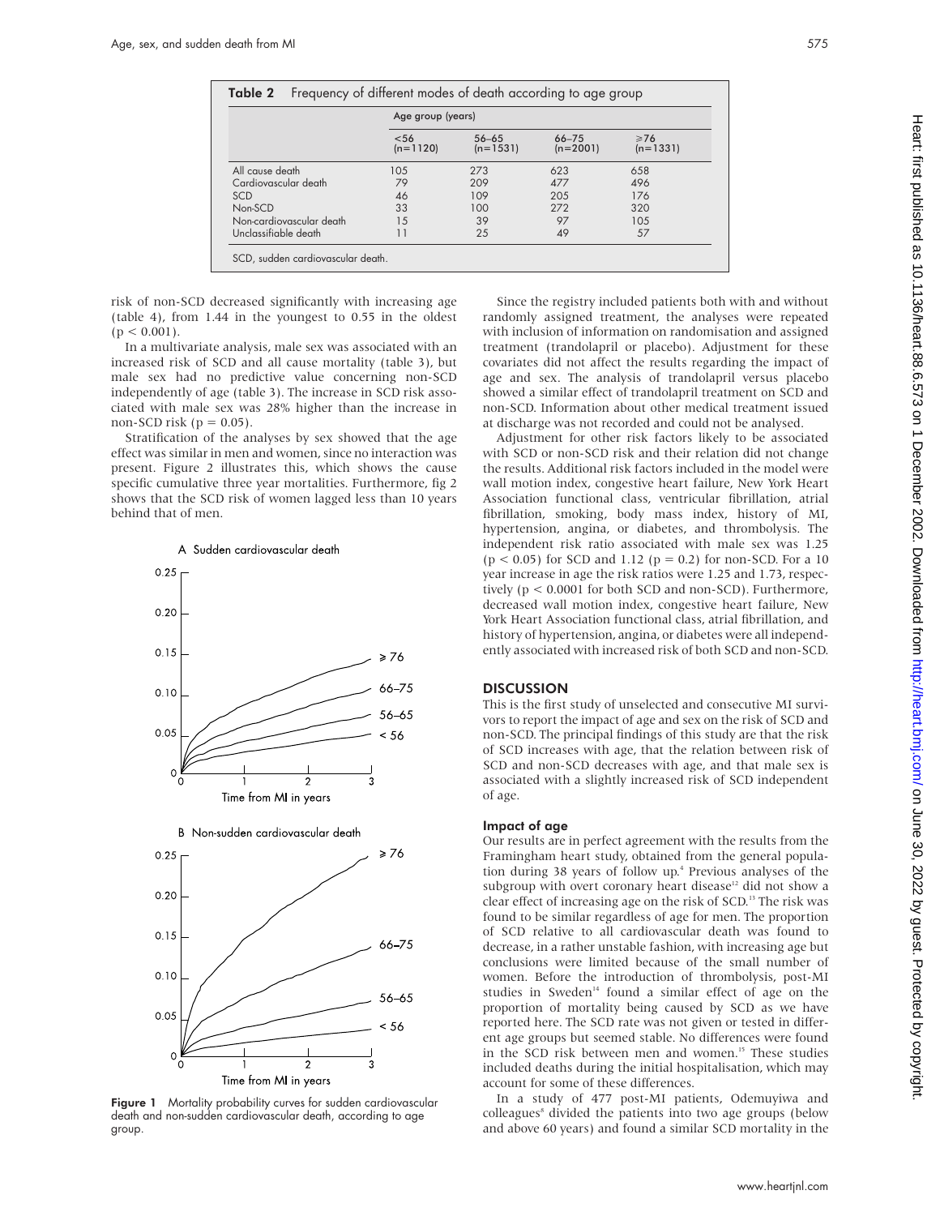**Table 2** Frequency of different modes of death according to age group

| | Age group (years) | | | |
|---|---|---|---|---|
| | <56 (n=1120) | 56–65 (n=1531) | 66–75 (n=2001) | ≥76 (n=1331) |
| All cause death | 105 | 273 | 623 | 658 |
| Cardiovascular death | 79 | 209 | 477 | 496 |
| SCD | 46 | 109 | 205 | 176 |
| Non-SCD | 33 | 100 | 272 | 320 |
| Non-cardiovascular death | 15 | 39 | 97 | 105 |
| Unclassifiable death | 11 | 25 | 49 | 57 |

SCD, sudden cardiovascular death.

risk of non-SCD decreased significantly with increasing age (table 4), from 1.44 in the youngest to 0.55 in the oldest ($p < 0.001$).

In a multivariate analysis, male sex was associated with an increased risk of SCD and all cause mortality (table 3), but male sex had no predictive value concerning non-SCD independently of age (table 3). The increase in SCD risk associated with male sex was 28% higher than the increase in non-SCD risk ($p = 0.05$).

Stratification of the analyses by sex showed that the age effect was similar in men and women, since no interaction was present. Figure 2 illustrates this, which shows the cause specific cumulative three year mortalities. Furthermore, fig 2 shows that the SCD risk of women lagged less than 10 years behind that of men.

**Figure 1** Mortality probability curves for sudden cardiovascular death and non-sudden cardiovascular death, according to age group.

Since the registry included patients both with and without randomly assigned treatment, the analyses were repeated with inclusion of information on randomisation and assigned treatment (trandolapril or placebo). Adjustment for these covariates did not affect the results regarding the impact of age and sex. The analysis of trandolapril versus placebo showed a similar effect of trandolapril treatment on SCD and non-SCD. Information about other medical treatment issued at discharge was not recorded and could not be analysed.

Adjustment for other risk factors likely to be associated with SCD or non-SCD risk and their relation did not change the results. Additional risk factors included in the model were wall motion index, congestive heart failure, New York Heart Association functional class, ventricular fibrillation, atrial fibrillation, smoking, body mass index, history of MI, hypertension, angina, or diabetes, and thrombolysis. The independent risk ratio associated with male sex was 1.25 ($p < 0.05$) for SCD and 1.12 ($p = 0.2$) for non-SCD. For a 10 year increase in age the risk ratios were 1.25 and 1.73, respectively ($p < 0.0001$ for both SCD and non-SCD). Furthermore, decreased wall motion index, congestive heart failure, New York Heart Association functional class, atrial fibrillation, and history of hypertension, angina, or diabetes were all independently associated with increased risk of both SCD and non-SCD.

## DISCUSSION

This is the first study of unselected and consecutive MI survivors to report the impact of age and sex on the risk of SCD and non-SCD. The principal findings of this study are that the risk of SCD increases with age, that the relation between risk of SCD and non-SCD decreases with age, and that male sex is associated with a slightly increased risk of SCD independent of age.

### Impact of age

Our results are in perfect agreement with the results from the Framingham heart study, obtained from the general population during 38 years of follow up.[4] Previous analyses of the subgroup with overt coronary heart disease[12] did not show a clear effect of increasing age on the risk of SCD.[13] The risk was found to be similar regardless of age for men. The proportion of SCD relative to all cardiovascular death was found to decrease, in a rather unstable fashion, with increasing age but conclusions were limited because of the small number of women. Before the introduction of thrombolysis, post-MI studies in Sweden[14] found a similar effect of age on the proportion of mortality being caused by SCD as we have reported here. The SCD rate was not given or tested in different age groups but seemed stable. No differences were found in the SCD risk between men and women.[15] These studies included deaths during the initial hospitalisation, which may account for some of these differences.

In a study of 477 post-MI patients, Odemuyiwa and colleagues[8] divided the patients into two age groups (below and above 60 years) and found a similar SCD mortality in the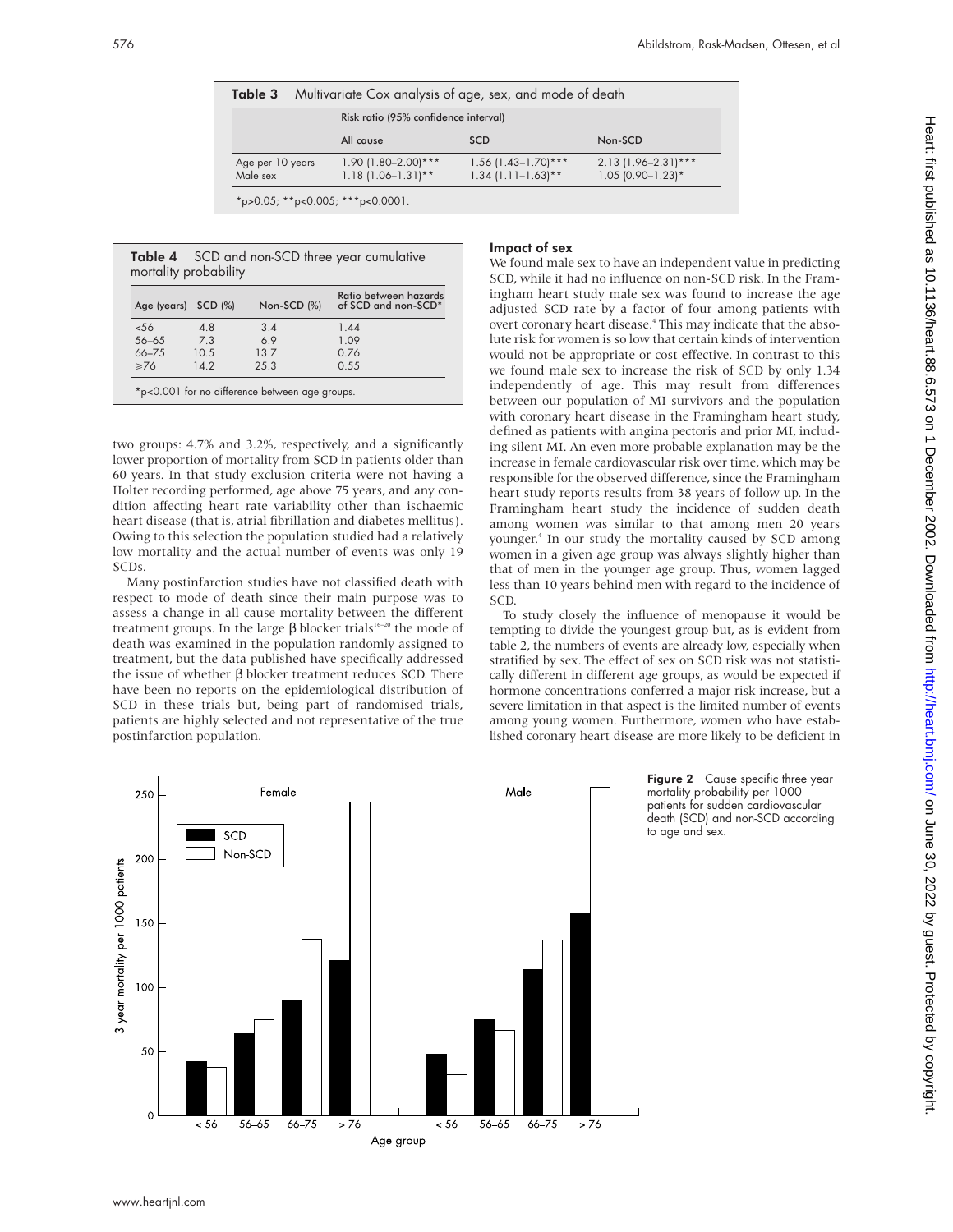**Table 3** Multivariate Cox analysis of age, sex, and mode of death

| | Risk ratio (95% confidence interval) | | |
|---|---|---|---|
| | All cause | SCD | Non-SCD |
| Age per 10 years | 1.90 (1.80–2.00)*** | 1.56 (1.43–1.70)*** | 2.13 (1.96–2.31)*** |
| Male sex | 1.18 (1.06–1.31)** | 1.34 (1.11–1.63)** | 1.05 (0.90–1.23)* |

*p>0.05; **p<0.005; ***p<0.0001.

**Table 4** SCD and non-SCD three year cumulative mortality probability

| Age (years) | SCD (%) | Non-SCD (%) | Ratio between hazards of SCD and non-SCD* |
|---|---|---|---|
| <56 | 4.8 | 3.4 | 1.44 |
| 56–65 | 7.3 | 6.9 | 1.09 |
| 66–75 | 10.5 | 13.7 | 0.76 |
| ≥76 | 14.2 | 25.3 | 0.55 |

*p<0.001 for no difference between age groups.

two groups: 4.7% and 3.2%, respectively, and a significantly lower proportion of mortality from SCD in patients older than 60 years. In that study exclusion criteria were not having a Holter recording performed, age above 75 years, and any condition affecting heart rate variability other than ischaemic heart disease (that is, atrial fibrillation and diabetes mellitus). Owing to this selection the population studied had a relatively low mortality and the actual number of events was only 19 SCDs.

Many postinfarction studies have not classified death with respect to mode of death since their main purpose was to assess a change in all cause mortality between the different treatment groups. In the large β blocker trials[16–20] the mode of death was examined in the population randomly assigned to treatment, but the data published have specifically addressed the issue of whether β blocker treatment reduces SCD. There have been no reports on the epidemiological distribution of SCD in these trials but, being part of randomised trials, patients are highly selected and not representative of the true postinfarction population.

### Impact of sex

We found male sex to have an independent value in predicting SCD, while it had no influence on non-SCD risk. In the Framingham heart study male sex was found to increase the age adjusted SCD rate by a factor of four among patients with overt coronary heart disease.[4] This may indicate that the absolute risk for women is so low that certain kinds of intervention would not be appropriate or cost effective. In contrast to this we found male sex to increase the risk of SCD by only 1.34 independently of age. This may result from differences between our population of MI survivors and the population with coronary heart disease in the Framingham heart study, defined as patients with angina pectoris and prior MI, including silent MI. An even more probable explanation may be the increase in female cardiovascular risk over time, which may be responsible for the observed difference, since the Framingham heart study reports results from 38 years of follow up. In the Framingham heart study the incidence of sudden death among women was similar to that among men 20 years younger.[4] In our study the mortality caused by SCD among women in a given age group was always slightly higher than that of men in the younger age group. Thus, women lagged less than 10 years behind men with regard to the incidence of SCD.

To study closely the influence of menopause it would be tempting to divide the youngest group but, as is evident from table 2, the numbers of events are already low, especially when stratified by sex. The effect of sex on SCD risk was not statistically different in different age groups, as would be expected if hormone concentrations conferred a major risk increase, but a severe limitation in that aspect is the limited number of events among young women. Furthermore, women who have established coronary heart disease are more likely to be deficient in

**Figure 2** Cause specific three year mortality probability per 1000 patients for sudden cardiovascular death (SCD) and non-SCD according to age and sex.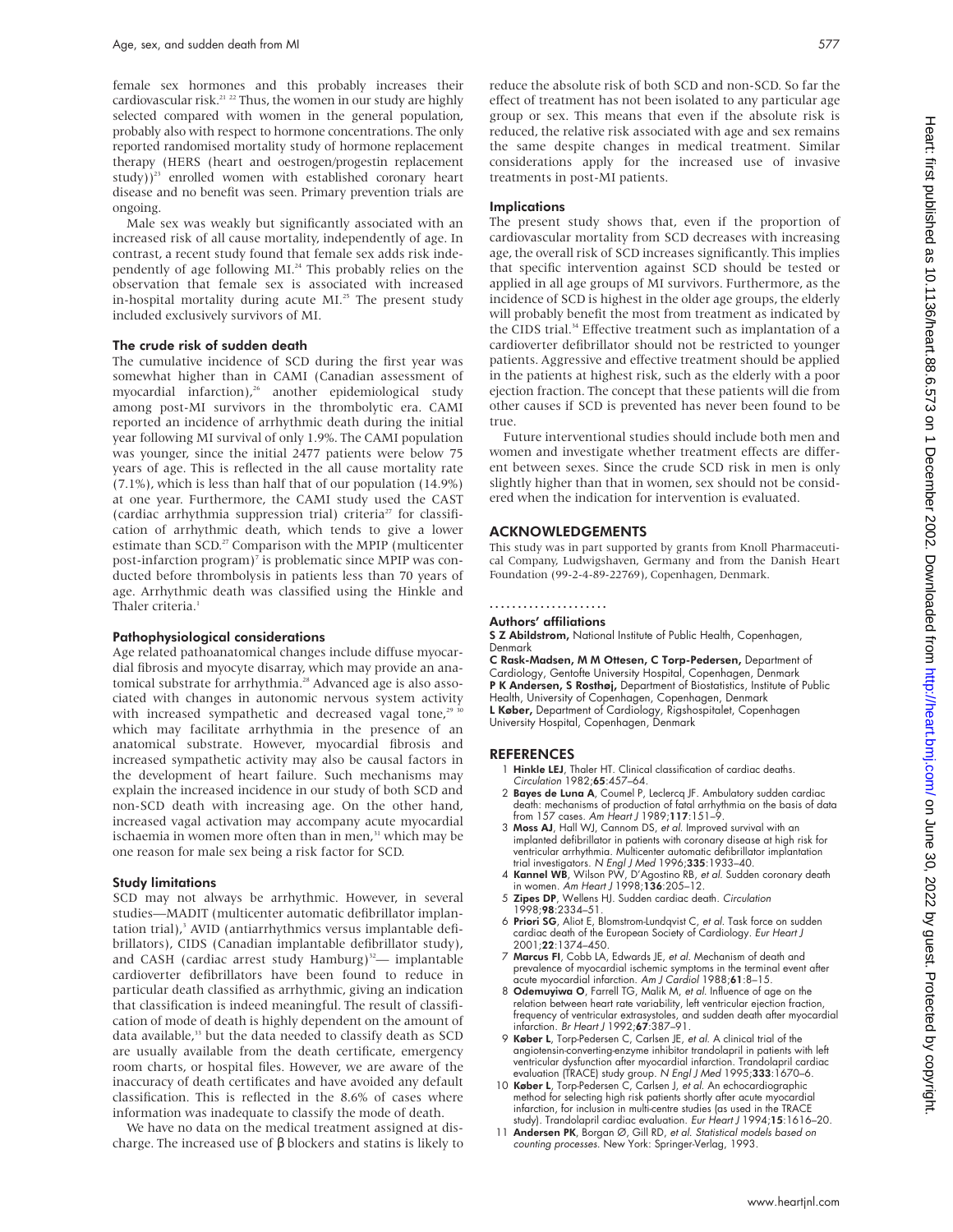female sex hormones and this probably increases their cardiovascular risk.[21 22] Thus, the women in our study are highly selected compared with women in the general population, probably also with respect to hormone concentrations. The only reported randomised mortality study of hormone replacement therapy (HERS (heart and oestrogen/progestin replacement study))[23] enrolled women with established coronary heart disease and no benefit was seen. Primary prevention trials are ongoing.

Male sex was weakly but significantly associated with an increased risk of all cause mortality, independently of age. In contrast, a recent study found that female sex adds risk independently of age following MI.[24] This probably relies on the observation that female sex is associated with increased in-hospital mortality during acute MI.[25] The present study included exclusively survivors of MI.

### The crude risk of sudden death

The cumulative incidence of SCD during the first year was somewhat higher than in CAMI (Canadian assessment of myocardial infarction),[26] another epidemiological study among post-MI survivors in the thrombolytic era. CAMI reported an incidence of arrhythmic death during the initial year following MI survival of only 1.9%. The CAMI population was younger, since the initial 2477 patients were below 75 years of age. This is reflected in the all cause mortality rate (7.1%), which is less than half that of our population (14.9%) at one year. Furthermore, the CAMI study used the CAST (cardiac arrhythmia suppression trial) criteria[27] for classification of arrhythmic death, which tends to give a lower estimate than SCD.[27] Comparison with the MPIP (multicenter post-infarction program)[7] is problematic since MPIP was conducted before thrombolysis in patients less than 70 years of age. Arrhythmic death was classified using the Hinkle and Thaler criteria.[1]

### Pathophysiological considerations

Age related pathoanatomical changes include diffuse myocardial fibrosis and myocyte disarray, which may provide an anatomical substrate for arrhythmia.[28] Advanced age is also associated with changes in autonomic nervous system activity with increased sympathetic and decreased vagal tone,[29 30] which may facilitate arrhythmia in the presence of an anatomical substrate. However, myocardial fibrosis and increased sympathetic activity may also be causal factors in the development of heart failure. Such mechanisms may explain the increased incidence in our study of both SCD and non-SCD death with increasing age. On the other hand, increased vagal activation may accompany acute myocardial ischaemia in women more often than in men,[31] which may be one reason for male sex being a risk factor for SCD.

### Study limitations

SCD may not always be arrhythmic. However, in several studies—MADIT (multicenter automatic defibrillator implantation trial),[3] AVID (antiarrhythmics versus implantable defibrillators), CIDS (Canadian implantable defibrillator study), and CASH (cardiac arrest study Hamburg)[32]— implantable cardioverter defibrillators have been found to reduce in particular death classified as arrhythmic, giving an indication that classification is indeed meaningful. The result of classification of mode of death is highly dependent on the amount of data available,[33] but the data needed to classify death as SCD are usually available from the death certificate, emergency room charts, or hospital files. However, we are aware of the inaccuracy of death certificates and have avoided any default classification. This is reflected in the 8.6% of cases where information was inadequate to classify the mode of death.

We have no data on the medical treatment assigned at discharge. The increased use of β blockers and statins is likely to reduce the absolute risk of both SCD and non-SCD. So far the effect of treatment has not been isolated to any particular age group or sex. This means that even if the absolute risk is reduced, the relative risk associated with age and sex remains the same despite changes in medical treatment. Similar considerations apply for the increased use of invasive treatments in post-MI patients.

### Implications

The present study shows that, even if the proportion of cardiovascular mortality from SCD decreases with increasing age, the overall risk of SCD increases significantly. This implies that specific intervention against SCD should be tested or applied in all age groups of MI survivors. Furthermore, as the incidence of SCD is highest in the older age groups, the elderly will probably benefit the most from treatment as indicated by the CIDS trial.[34] Effective treatment such as implantation of a cardioverter defibrillator should not be restricted to younger patients. Aggressive and effective treatment should be applied in the patients at highest risk, such as the elderly with a poor ejection fraction. The concept that these patients will die from other causes if SCD is prevented has never been found to be true.

Future interventional studies should include both men and women and investigate whether treatment effects are different between sexes. Since the crude SCD risk in men is only slightly higher than that in women, sex should not be considered when the indication for intervention is evaluated.

## ACKNOWLEDGEMENTS

This study was in part supported by grants from Knoll Pharmaceutical Company, Ludwigshaven, Germany and from the Danish Heart Foundation (99-2-4-89-22769), Copenhagen, Denmark.

### Authors' affiliations

**S Z Abildstrom,** National Institute of Public Health, Copenhagen, Denmark
**C Rask-Madsen, M M Ottesen, C Torp-Pedersen,** Department of Cardiology, Gentofte University Hospital, Copenhagen, Denmark
**P K Andersen, S Rosthøj,** Department of Biostatistics, Institute of Public Health, University of Copenhagen, Copenhagen, Denmark
**L Køber,** Department of Cardiology, Rigshospitalet, Copenhagen University Hospital, Copenhagen, Denmark

## REFERENCES

1. **Hinkle LEJ**, Thaler HT. Clinical classification of cardiac deaths. *Circulation* 1982;**65**:457–64.
2. **Bayes de Luna A**, Coumel P, Leclercq JF. Ambulatory sudden cardiac death: mechanisms of production of fatal arrhythmia on the basis of data from 157 cases. *Am Heart J* 1989;**117**:151–9.
3. **Moss AJ**, Hall WJ, Cannom DS, *et al*. Improved survival with an implanted defibrillator in patients with coronary disease at high risk for ventricular arrhythmia. Multicenter automatic defibrillator implantation trial investigators. *N Engl J Med* 1996;**335**:1933–40.
4. **Kannel WB**, Wilson PW, D'Agostino RB, *et al*. Sudden coronary death in women. *Am Heart J* 1998;**136**:205–12.
5. **Zipes DP**, Wellens HJ. Sudden cardiac death. *Circulation* 1998;**98**:2334–51.
6. **Priori SG**, Aliot E, Blomstrom-Lundqvist C, *et al*. Task force on sudden cardiac death of the European Society of Cardiology. *Eur Heart J* 2001;**22**:1374–450.
7. **Marcus FI**, Cobb LA, Edwards JE, *et al*. Mechanism of death and prevalence of myocardial ischemic symptoms in the terminal event after acute myocardial infarction. *Am J Cardiol* 1988;**61**:8–15.
8. **Odemuyiwa O**, Farrell TG, Malik M, *et al*. Influence of age on the relation between heart rate variability, left ventricular ejection fraction, frequency of ventricular extrasystoles, and sudden death after myocardial infarction. *Br Heart J* 1992;**67**:387–91.
9. **Køber L**, Torp-Pedersen C, Carlsen JE, *et al*. A clinical trial of the angiotensin-converting-enzyme inhibitor trandolapril in patients with left ventricular dysfunction after myocardial infarction. Trandolapril cardiac evaluation (TRACE) study group. *N Engl J Med* 1995;**333**:1670–6.
10. **Køber L**, Torp-Pedersen C, Carlsen J, *et al*. An echocardiographic method for selecting high risk patients shortly after acute myocardial infarction, for inclusion in multi-centre studies (as used in the TRACE study). Trandolapril cardiac evaluation. *Eur Heart J* 1994;**15**:1616–20.
11. **Andersen PK**, Borgan Ø, Gill RD, *et al*. *Statistical models based on counting processes*. New York: Springer-Verlag, 1993.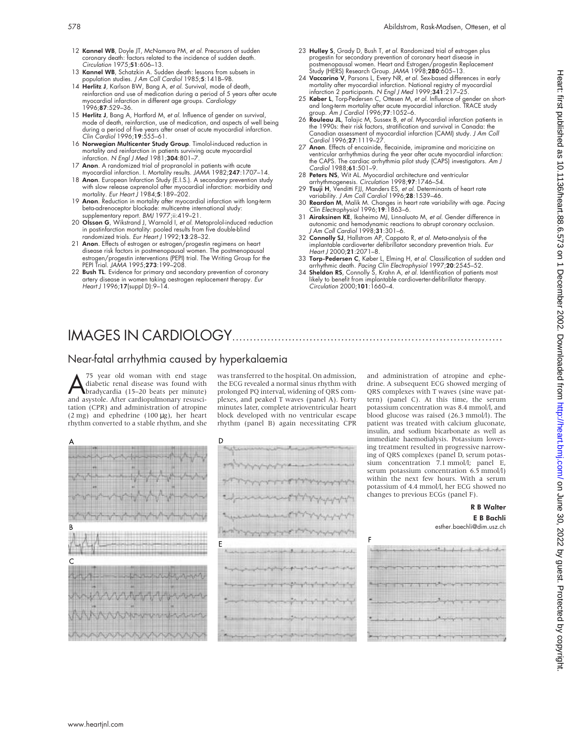12 **Kannel WB**, Doyle JT, McNamara PM, *et al.* Precursors of sudden coronary death: factors related to the incidence of sudden death. *Circulation* 1975;**51**:606–13.

13 **Kannel WB**, Schatzkin A. Sudden death: lessons from subsets in population studies. *J Am Coll Cardiol* 1985;**5**:141B–9B.

14 **Herlitz J**, Karlson BW, Bang A, *et al.* Survival, mode of death, reinfarction and use of medication during a period of 5 years after acute myocardial infarction in different age groups. *Cardiology* 1996;**87**:529–36.

15 **Herlitz J**, Bang A, Hartford M, *et al.* Influence of gender on survival, mode of death, reinfarction, use of medication, and aspects of well being during a period of five years after onset of acute myocardial infarction. *Clin Cardiol* 1996;**19**:555–61.

16 **Norwegian Multicenter Study Group**. Timolol-induced reduction in mortality and reinfarction in patients surviving acute myocardial infarction. *N Engl J Med* 1981;**304**:801–7.

17 **Anon**. A randomized trial of propranolol in patients with acute myocardial infarction. I. Mortality results. *JAMA* 1982;**247**:1707–14.

18 **Anon**. European Infarction Study (E.I.S.). A secondary prevention study with slow release oxprenolol after myocardial infarction: morbidity and mortality. *Eur Heart J* 1984;**5**:189–202.

19 **Anon**. Reduction in mortality after myocardial infarction with long-term beta-adrenoceptor blockade: multicentre international study: supplementary report. *BMJ* 1977;ii:419–21.

20 **Olsson G**, Wikstrand J, Warnold I, *et al.* Metoprolol-induced reduction in postinfarction mortality: pooled results from five double-blind randomized trials. *Eur Heart J* 1992;**13**:28–32.

21 **Anon**. Effects of estrogen or estrogen/progestin regimens on heart disease risk factors in postmenopausal women. The postmenopausal estrogen/progestin interventions (PEPI) trial. The Writing Group for the PEPI Trial. *JAMA* 1995;**273**:199–208.

22 **Bush TL**. Evidence for primary and secondary prevention of coronary artery disease in women taking oestrogen replacement therapy. *Eur Heart J* 1996;**17**(suppl D):9–14.

23 **Hulley S**, Grady D, Bush T, *et al.* Randomized trial of estrogen plus progestin for secondary prevention of coronary heart disease in postmenopausal women. Heart and Estrogen/progestin Replacement Study (HERS) Research Group. *JAMA* 1998;**280**:605–13.

24 **Vaccarino V**, Parsons L, Every NR, *et al.* Sex-based differences in early mortality after myocardial infarction. National registry of myocardial infarction 2 participants. *N Engl J Med* 1999;**341**:217–25.

25 **Køber L**, Torp-Pedersen C, Ottesen M, *et al.* Influence of gender on short- and long-term mortality after acute myocardial infarction. TRACE study group. *Am J Cardiol* 1996;**77**:1052–6.

26 **Rouleau JL**, Talajic M, Sussex B, *et al.* Myocardial infarction patients in the 1990s: their risk factors, stratification and survival in Canada: the Canadian assessment of myocardial infarction (CAMI) study. *J Am Coll Cardiol* 1996;**27**:1119–27.

27 **Anon**. Effects of encainide, flecainide, imipramine and moricizine on ventricular arrhythmias during the year after acute myocardial infarction: the CAPS. The cardiac arrhythmia pilot study (CAPS) investigators. *Am J Cardiol* 1988;**61**:501–9.

28 **Peters NS**, Wit AL. Myocardial architecture and ventricular arrhythmogenesis. *Circulation* 1998;**97**:1746–54.

29 **Tsuji H**, Venditti FJJ, Manders ES, *et al.* Determinants of heart rate variability. *J Am Coll Cardiol* 1996;**28**:1539–46.

30 **Reardon M**, Malik M. Changes in heart rate variability with age. *Pacing Clin Electrophysiol* 1996;**19**:1863–6.

31 **Airaksinen KE**, Ikaheimo MJ, Linnaluoto M, *et al.* Gender difference in autonomic and hemodynamic reactions to abrupt coronary occlusion. *J Am Coll Cardiol* 1998;**31**:301–6.

32 **Connolly SJ**, Hallstrom AP, Cappato R, *et al.* Meta-analysis of the implantable cardioverter defibrillator secondary prevention trials. *Eur Heart J* 2000;**21**:2071–8.

33 **Torp-Pedersen C**, Køber L, Elming H, *et al.* Classification of sudden and arrhythmic death. *Pacing Clin Electrophysiol* 1997;**20**:2545–52.

34 **Sheldon RS**, Connolly S, Krahn A, *et al.* Identification of patients most likely to benefit from implantable cardioverter-defibrillator therapy. *Circulation* 2000;**101**:1660–4.

# IMAGES IN CARDIOLOGY

## Near-fatal arrhythmia caused by hyperkalaemia

A 75 year old woman with end stage diabetic renal disease was found with bradycardia (15–20 beats per minute) and asystole. After cardiopulmonary resuscitation (CPR) and administration of atropine (2 mg) and ephedrine (100 µg), her heart rhythm converted to a stable rhythm, and she was transferred to the hospital. On admission, the ECG revealed a normal sinus rhythm with prolonged PQ interval, widening of QRS complexes, and peaked T waves (panel A). Forty minutes later, complete atrioventricular heart block developed with no ventricular escape rhythm (panel B) again necessitating CPR and administration of atropine and ephedrine. A subsequent ECG showed merging of QRS complexes with T waves (sine wave pattern) (panel C). At this time, the serum potassium concentration was 8.4 mmol/l, and blood glucose was raised (26.3 mmol/l). The patient was treated with calcium gluconate, insulin, and sodium bicarbonate as well as immediate haemodialysis. Potassium lowering treatment resulted in progressive narrowing of QRS complexes (panel D, serum potassium concentration 7.1 mmol/l; panel E, serum potassium concentration 6.5 mmol/l) within the next few hours. With a serum potassium of 4.4 mmol/l, her ECG showed no changes to previous ECGs (panel F).

A

B

C

D

E

F

**R B Walter**
**E B Bachli**
esther.baechli@dim.usz.ch